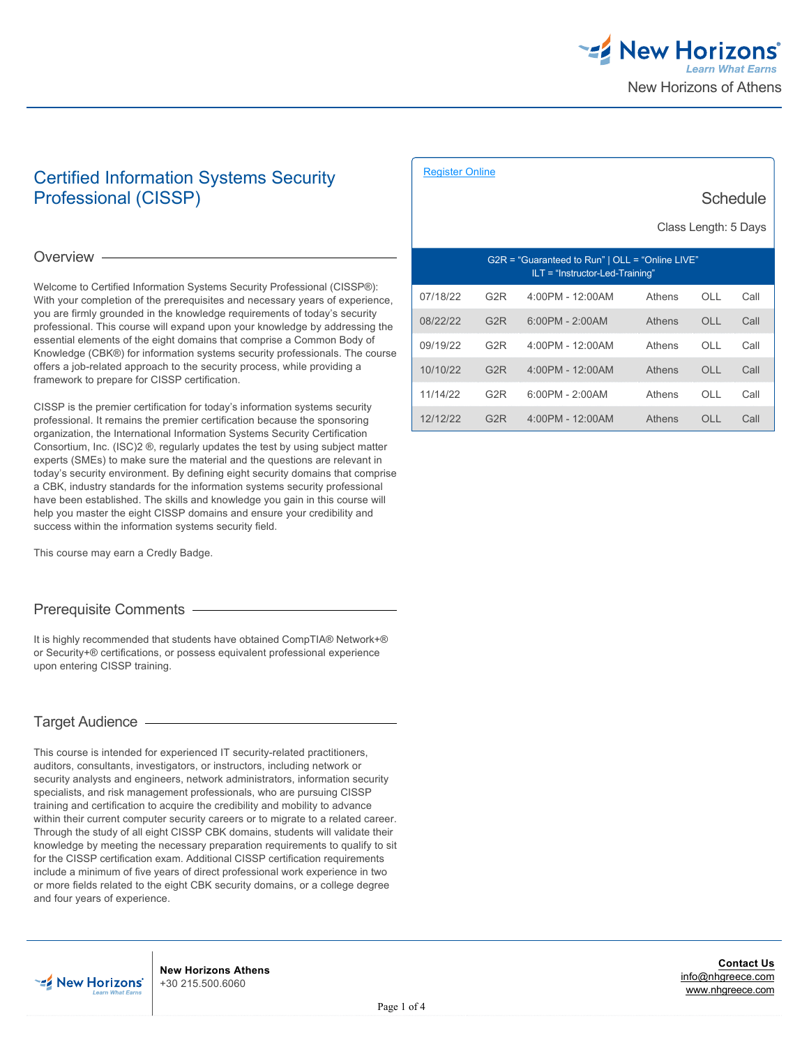# Certified Information Systems Security Professional (CISSP)

## Overview

Welcome to Certified Information Systems Security Professional (CISSP®): With your completion of the prerequisites and necessary years of experience, you are firmly grounded in the knowledge requirements of today's security professional. This course will expand upon your knowledge by addressing the essential elements of the eight domains that comprise a Common Body of Knowledge (CBK®) for information systems security professionals. The course offers a job-related approach to the security process, while providing a framework to prepare for CISSP certification.

CISSP is the premier certification for today's information systems security professional. It remains the premier certification because the sponsoring organization, the International Information Systems Security Certification Consortium, Inc. (ISC)2 ®, regularly updates the test by using subject matter experts (SMEs) to make sure the material and the questions are relevant in today's security environment. By defining eight security domains that comprise a CBK, industry standards for the information systems security professional have been established. The skills and knowledge you gain in this course will help you master the eight CISSP domains and ensure your credibility and success within the information systems security field.

This course may earn a Credly Badge.

## Prerequisite Comments

It is highly recommended that students have obtained CompTIA® Network+® or Security+® certifications, or possess equivalent professional experience upon entering CISSP training.

## Target Audience

This course is intended for experienced IT security-related practitioners, auditors, consultants, investigators, or instructors, including network or security analysts and engineers, network administrators, information security specialists, and risk management professionals, who are pursuing CISSP training and certification to acquire the credibility and mobility to advance within their current computer security careers or to migrate to a related career. Through the study of all eight CISSP CBK domains, students will validate their knowledge by meeting the necessary preparation requirements to qualify to sit for the CISSP certification exam. Additional CISSP certification requirements include a minimum of five years of direct professional work experience in two or more fields related to the eight CBK security domains, or a college degree and four years of experience.

[Register Online]

## Schedule

Class Length: 5 Days

G2R = "Guaranteed to Run" | OLL = "Online LIVE"
ILT = "Instructor-Led-Training"

| Date | Status | Time | Location | Format | Price |
|---|---|---|---|---|---|
| 07/18/22 | G2R | 4:00PM - 12:00AM | Athens | OLL | Call |
| 08/22/22 | G2R | 6:00PM - 2:00AM | Athens | OLL | Call |
| 09/19/22 | G2R | 4:00PM - 12:00AM | Athens | OLL | Call |
| 10/10/22 | G2R | 4:00PM - 12:00AM | Athens | OLL | Call |
| 11/14/22 | G2R | 6:00PM - 2:00AM | Athens | OLL | Call |
| 12/12/22 | G2R | 4:00PM - 12:00AM | Athens | OLL | Call |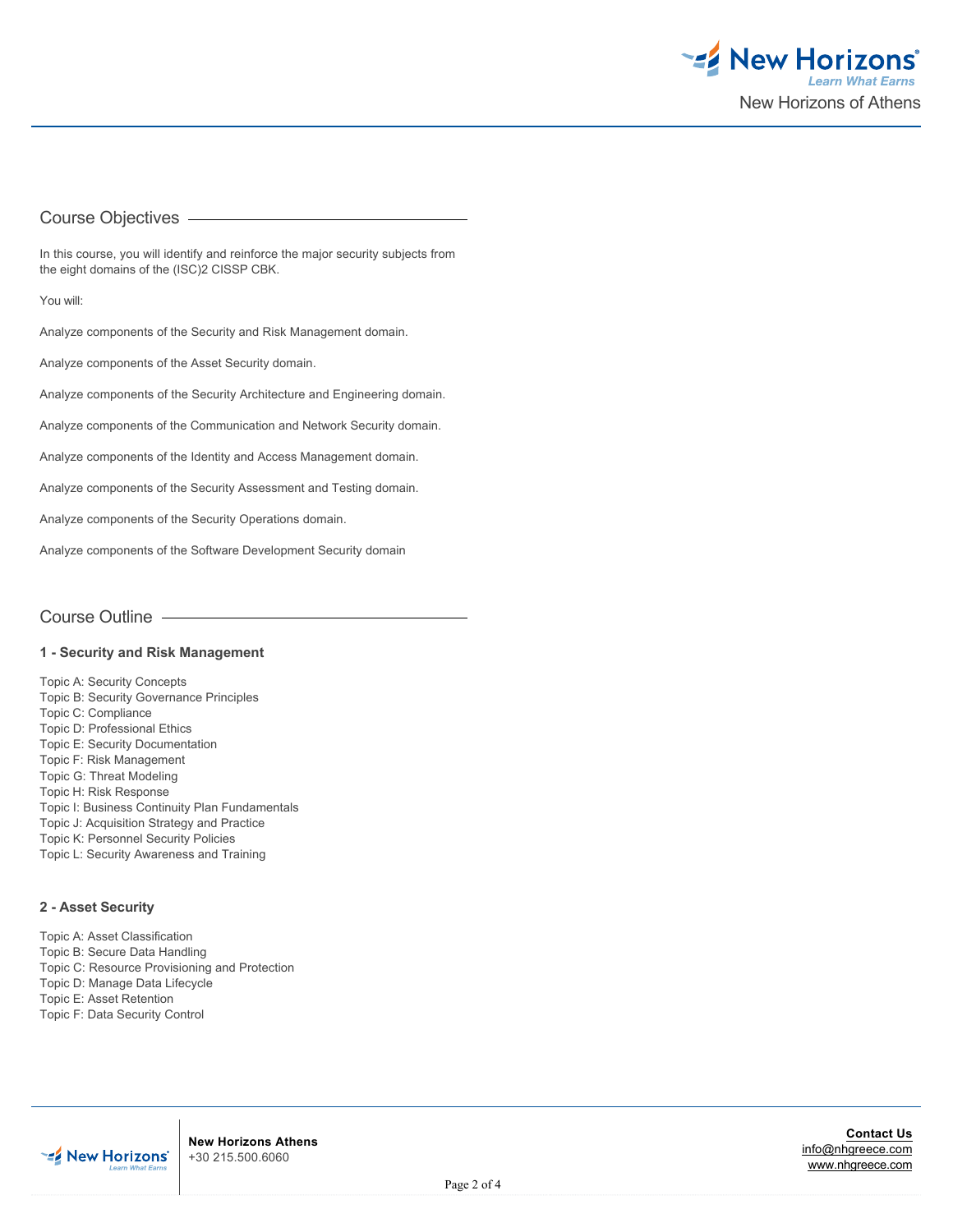## Course Objectives

In this course, you will identify and reinforce the major security subjects from the eight domains of the (ISC)2 CISSP CBK.

You will:

Analyze components of the Security and Risk Management domain.

Analyze components of the Asset Security domain.

Analyze components of the Security Architecture and Engineering domain.

Analyze components of the Communication and Network Security domain.

Analyze components of the Identity and Access Management domain.

Analyze components of the Security Assessment and Testing domain.

Analyze components of the Security Operations domain.

Analyze components of the Software Development Security domain

## Course Outline

### 1 - Security and Risk Management

Topic A: Security Concepts
Topic B: Security Governance Principles
Topic C: Compliance
Topic D: Professional Ethics
Topic E: Security Documentation
Topic F: Risk Management
Topic G: Threat Modeling
Topic H: Risk Response
Topic I: Business Continuity Plan Fundamentals
Topic J: Acquisition Strategy and Practice
Topic K: Personnel Security Policies
Topic L: Security Awareness and Training

### 2 - Asset Security

Topic A: Asset Classification
Topic B: Secure Data Handling
Topic C: Resource Provisioning and Protection
Topic D: Manage Data Lifecycle
Topic E: Asset Retention
Topic F: Data Security Control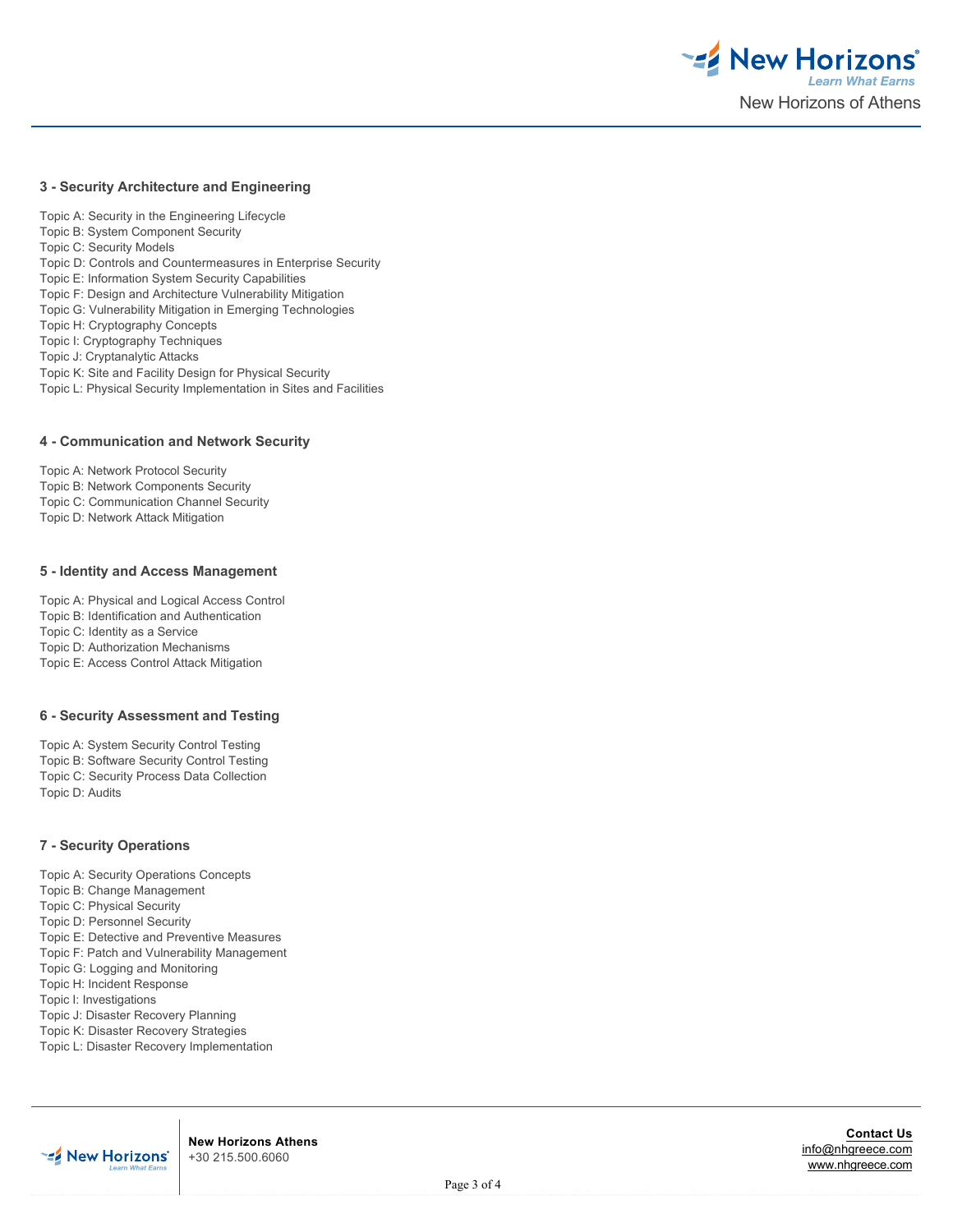### 3 - Security Architecture and Engineering

Topic A: Security in the Engineering Lifecycle
Topic B: System Component Security
Topic C: Security Models
Topic D: Controls and Countermeasures in Enterprise Security
Topic E: Information System Security Capabilities
Topic F: Design and Architecture Vulnerability Mitigation
Topic G: Vulnerability Mitigation in Emerging Technologies
Topic H: Cryptography Concepts
Topic I: Cryptography Techniques
Topic J: Cryptanalytic Attacks
Topic K: Site and Facility Design for Physical Security
Topic L: Physical Security Implementation in Sites and Facilities

### 4 - Communication and Network Security

Topic A: Network Protocol Security
Topic B: Network Components Security
Topic C: Communication Channel Security
Topic D: Network Attack Mitigation

### 5 - Identity and Access Management

Topic A: Physical and Logical Access Control
Topic B: Identification and Authentication
Topic C: Identity as a Service
Topic D: Authorization Mechanisms
Topic E: Access Control Attack Mitigation

### 6 - Security Assessment and Testing

Topic A: System Security Control Testing
Topic B: Software Security Control Testing
Topic C: Security Process Data Collection
Topic D: Audits

### 7 - Security Operations

Topic A: Security Operations Concepts
Topic B: Change Management
Topic C: Physical Security
Topic D: Personnel Security
Topic E: Detective and Preventive Measures
Topic F: Patch and Vulnerability Management
Topic G: Logging and Monitoring
Topic H: Incident Response
Topic I: Investigations
Topic J: Disaster Recovery Planning
Topic K: Disaster Recovery Strategies
Topic L: Disaster Recovery Implementation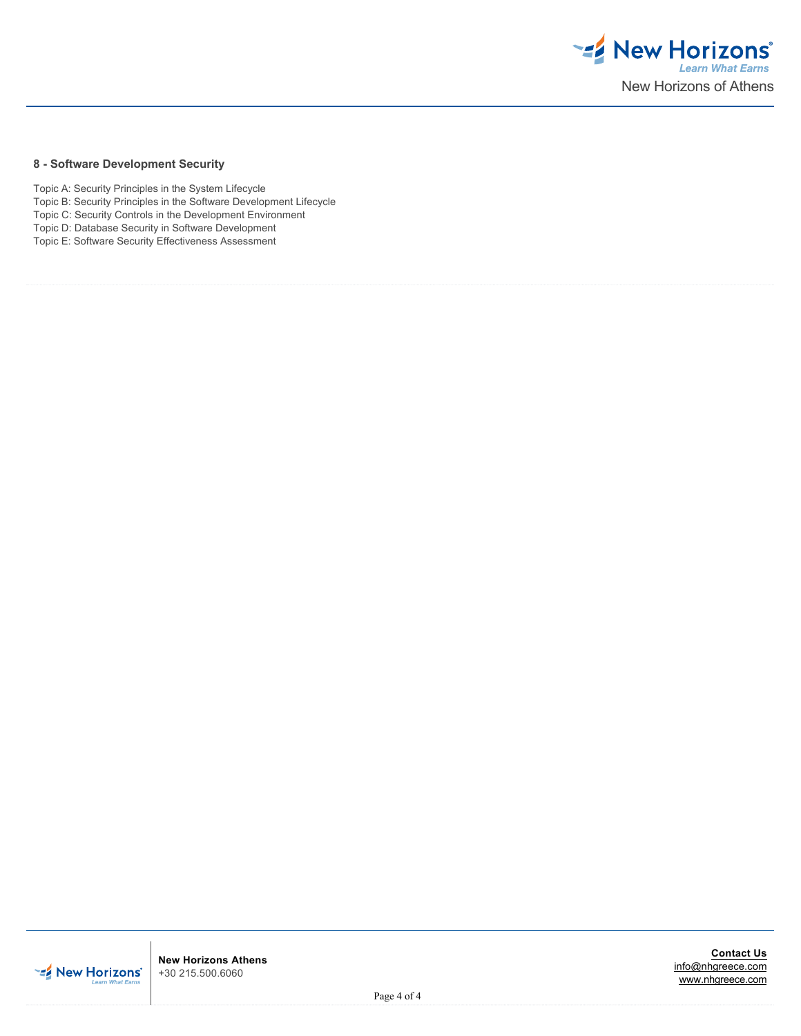### 8 - Software Development Security

Topic A: Security Principles in the System Lifecycle
Topic B: Security Principles in the Software Development Lifecycle
Topic C: Security Controls in the Development Environment
Topic D: Database Security in Software Development
Topic E: Software Security Effectiveness Assessment